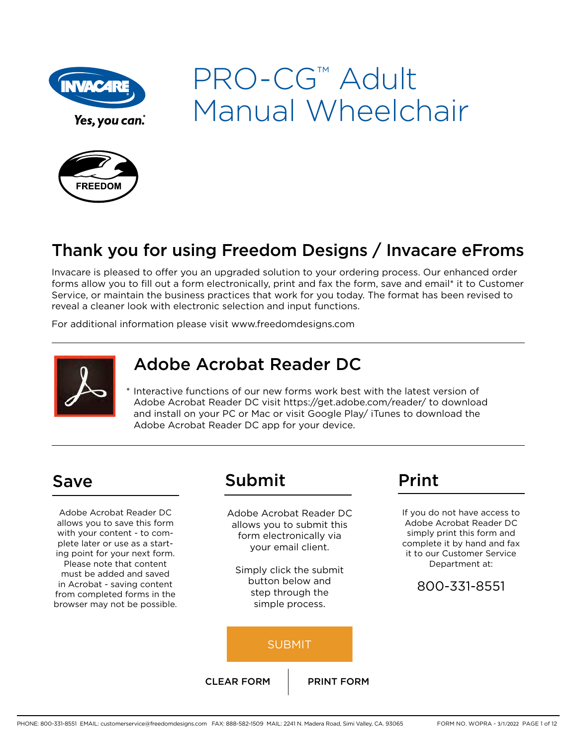# PRO-CG™ Adult Manual Wheelchair

## Thank you for using Freedom Designs / Invacare eFroms

Invacare is pleased to offer you an upgraded solution to your ordering process. Our enhanced order forms allow you to fill out a form electronically, print and fax the form, save and email* it to Customer Service, or maintain the business practices that work for you today. The format has been revised to reveal a cleaner look with electronic selection and input functions.

For additional information please visit www.freedomdesigns.com

## Adobe Acrobat Reader DC

* Interactive functions of our new forms work best with the latest version of Adobe Acrobat Reader DC visit https://get.adobe.com/reader/ to download and install on your PC or Mac or visit Google Play/ iTunes to download the Adobe Acrobat Reader DC app for your device.

## Save

Adobe Acrobat Reader DC allows you to save this form with your content - to complete later or use as a starting point for your next form. Please note that content must be added and saved in Acrobat - saving content from completed forms in the browser may not be possible.

## Submit

Adobe Acrobat Reader DC allows you to submit this form electronically via your email client.

Simply click the submit button below and step through the simple process.

SUBMIT

CLEAR FORM | PRINT FORM

## Print

If you do not have access to Adobe Acrobat Reader DC simply print this form and complete it by hand and fax it to our Customer Service Department at:

800-331-8551

PHONE: 800-331-8551 EMAIL: customerservice@freedomdesigns.com FAX: 888-582-1509 MAIL: 2241 N. Madera Road, Simi Valley, CA. 93065

FORM NO. WOPRA - 3/1/2022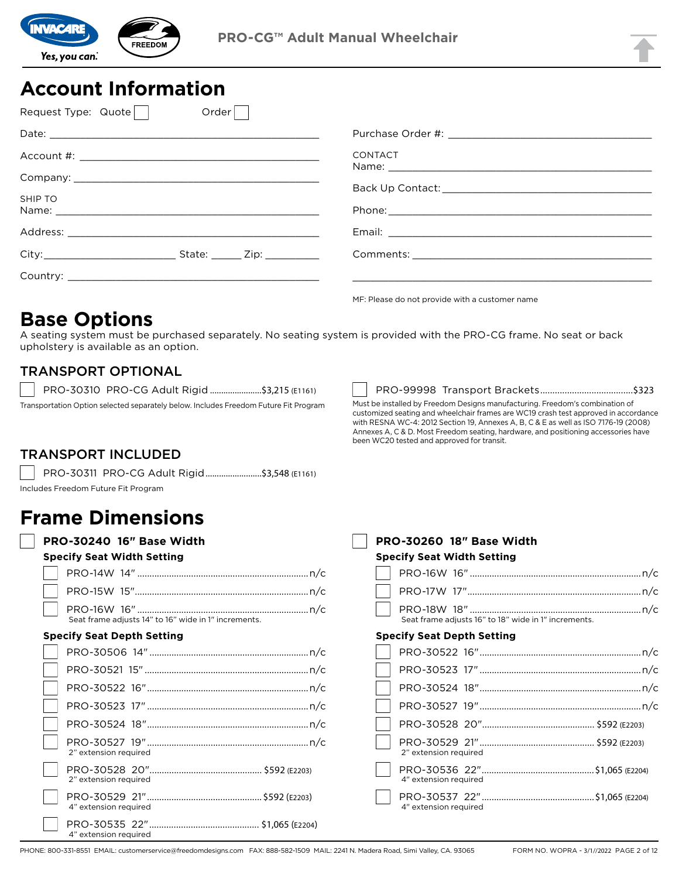PRO-CG™ Adult Manual Wheelchair

# Account Information

Request Type: Quote ☐ Order ☐

Date: ______________________________

Account #: ______________________________

Company: ______________________________

SHIP TO
Name: ______________________________

Address: ______________________________

City: ____________ State: _____ Zip: _________

Country: ______________________________

Purchase Order #: ______________________________

CONTACT
Name: ______________________________

Back Up Contact: ______________________________

Phone: ______________________________

Email: ______________________________

Comments: ______________________________

______________________________

MF: Please do not provide with a customer name

# Base Options

A seating system must be purchased separately. No seating system is provided with the PRO-CG frame. No seat or back upholstery is available as an option.

## TRANSPORT OPTIONAL

☐ PRO-30310 PRO-CG Adult Rigid ....................$3,215 (E1161)

Transportation Option selected separately below. Includes Freedom Future Fit Program

☐ PRO-99998 Transport Brackets....................$323

Must be installed by Freedom Designs manufacturing. Freedom's combination of customized seating and wheelchair frames are WC19 crash test approved in accordance with RESNA WC-4: 2012 Section 19, Annexes A, B, C & E as well as ISO 7176-19 (2008) Annexes A, C & D. Most Freedom seating, hardware, and positioning accessories have been WC20 tested and approved for transit.

## TRANSPORT INCLUDED

☐ PRO-30311 PRO-CG Adult Rigid....................$3,548 (E1161)

Includes Freedom Future Fit Program

# Frame Dimensions

☐ **PRO-30240 16" Base Width**

**Specify Seat Width Setting**

- ☐ PRO-14W 14" ....................n/c
- ☐ PRO-15W 15" ....................n/c
- ☐ PRO-16W 16" ....................n/c
  Seat frame adjusts 14" to 16" wide in 1" increments.

**Specify Seat Depth Setting**

- ☐ PRO-30506 14" ....................n/c
- ☐ PRO-30521 15" ....................n/c
- ☐ PRO-30522 16" ....................n/c
- ☐ PRO-30523 17" ....................n/c
- ☐ PRO-30524 18" ....................n/c
- ☐ PRO-30527 19" ....................n/c
  2" extension required
- ☐ PRO-30528 20" ....................$592 (E2203)
  2" extension required
- ☐ PRO-30529 21" ....................$592 (E2203)
  4" extension required
- ☐ PRO-30535 22" ....................$1,065 (E2204)
  4" extension required

☐ **PRO-30260 18" Base Width**

**Specify Seat Width Setting**

- ☐ PRO-16W 16" ....................n/c
- ☐ PRO-17W 17" ....................n/c
- ☐ PRO-18W 18" ....................n/c
  Seat frame adjusts 16" to 18" wide in 1" increments.

**Specify Seat Depth Setting**

- ☐ PRO-30522 16" ....................n/c
- ☐ PRO-30523 17" ....................n/c
- ☐ PRO-30524 18" ....................n/c
- ☐ PRO-30527 19" ....................n/c
- ☐ PRO-30528 20" ....................$592 (E2203)
- ☐ PRO-30529 21" ....................$592 (E2203)
  2" extension required
- ☐ PRO-30536 22" ....................$1,065 (E2204)
  4" extension required
- ☐ PRO-30537 22" ....................$1,065 (E2204)
  4" extension required

PHONE: 800-331-8551 EMAIL: customerservice@freedomdesigns.com FAX: 888-582-1509 MAIL: 2241 N. Madera Road, Simi Valley, CA. 93065 FORM NO. WOPRA - 3/1//2022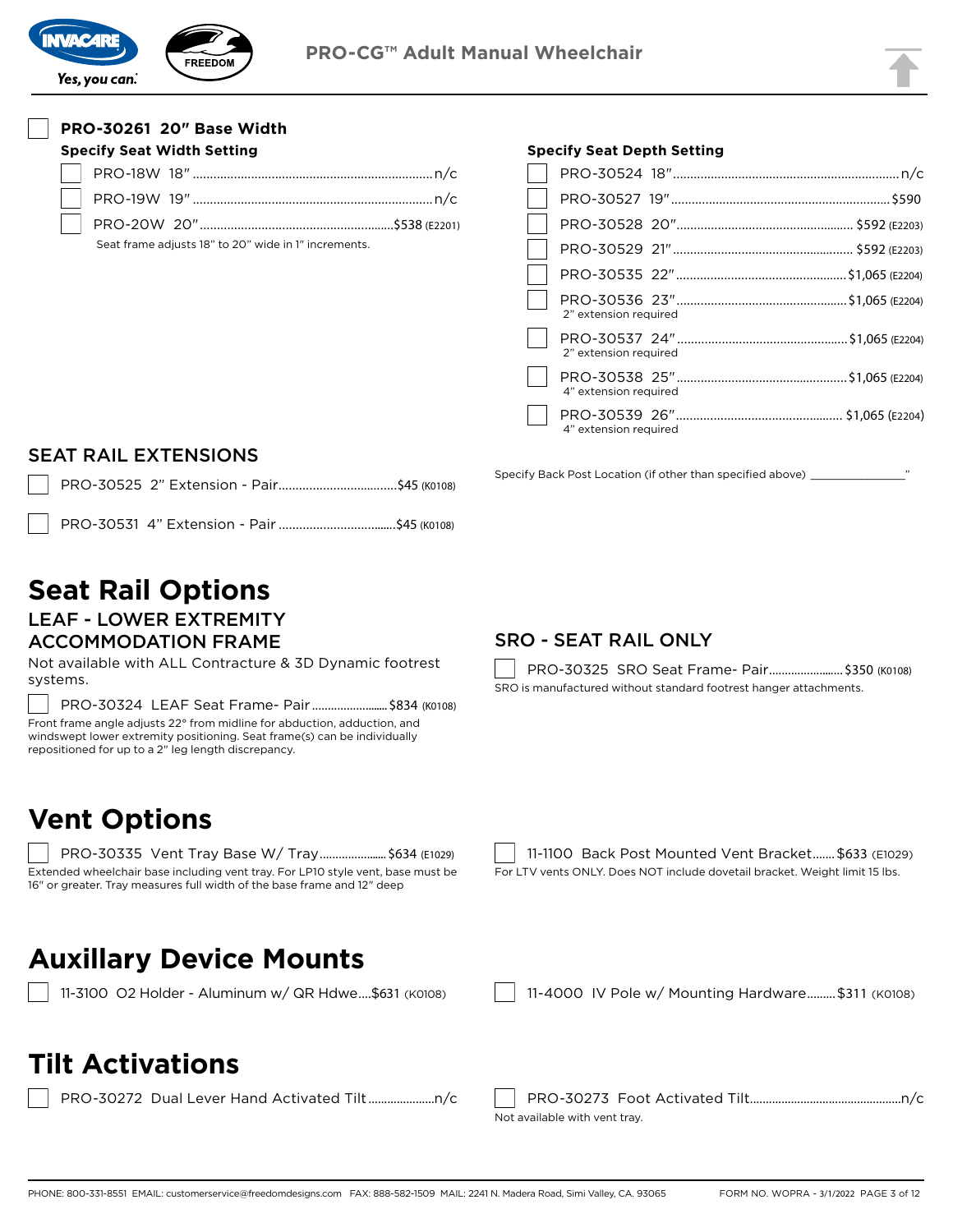☐ **PRO-30261 20" Base Width**

**Specify Seat Width Setting**

- ☐ PRO-18W 18" .......... n/c
- ☐ PRO-19W 19" .......... n/c
- ☐ PRO-20W 20" .......... $538 (E2201)

Seat frame adjusts 18" to 20" wide in 1" increments.

**Specify Seat Depth Setting**

- ☐ PRO-30524 18" .......... n/c
- ☐ PRO-30527 19" .......... $590
- ☐ PRO-30528 20" .......... $592 (E2203)
- ☐ PRO-30529 21" .......... $592 (E2203)
- ☐ PRO-30535 22" .......... $1,065 (E2204)
- ☐ PRO-30536 23" .......... $1,065 (E2204)
  2" extension required
- ☐ PRO-30537 24" .......... $1,065 (E2204)
  2" extension required
- ☐ PRO-30538 25" .......... $1,065 (E2204)
  4" extension required
- ☐ PRO-30539 26" .......... $1,065 (E2204)
  4" extension required

## SEAT RAIL EXTENSIONS

- ☐ PRO-30525 2" Extension - Pair .......... $45 (K0108)
- ☐ PRO-30531 4" Extension - Pair .......... $45 (K0108)

Specify Back Post Location (if other than specified above) _______________"

# Seat Rail Options

## LEAF - LOWER EXTREMITY ACCOMMODATION FRAME

Not available with ALL Contracture & 3D Dynamic footrest systems.

- ☐ PRO-30324 LEAF Seat Frame- Pair .......... $834 (K0108)

Front frame angle adjusts 22° from midline for abduction, adduction, and windswept lower extremity positioning. Seat frame(s) can be individually repositioned for up to a 2" leg length discrepancy.

## SRO - SEAT RAIL ONLY

- ☐ PRO-30325 SRO Seat Frame- Pair .......... $350 (K0108)

SRO is manufactured without standard footrest hanger attachments.

# Vent Options

- ☐ PRO-30335 Vent Tray Base W/ Tray .......... $634 (E1029)

Extended wheelchair base including vent tray. For LP10 style vent, base must be 16" or greater. Tray measures full width of the base frame and 12" deep

- ☐ 11-1100 Back Post Mounted Vent Bracket .......... $633 (E1029)

For LTV vents ONLY. Does NOT include dovetail bracket. Weight limit 15 lbs.

# Auxillary Device Mounts

- ☐ 11-3100 O2 Holder - Aluminum w/ QR Hdwe .......... $631 (K0108)
- ☐ 11-4000 IV Pole w/ Mounting Hardware .......... $311 (K0108)

# Tilt Activations

- ☐ PRO-30272 Dual Lever Hand Activated Tilt .......... n/c
- ☐ PRO-30273 Foot Activated Tilt .......... n/c

Not available with vent tray.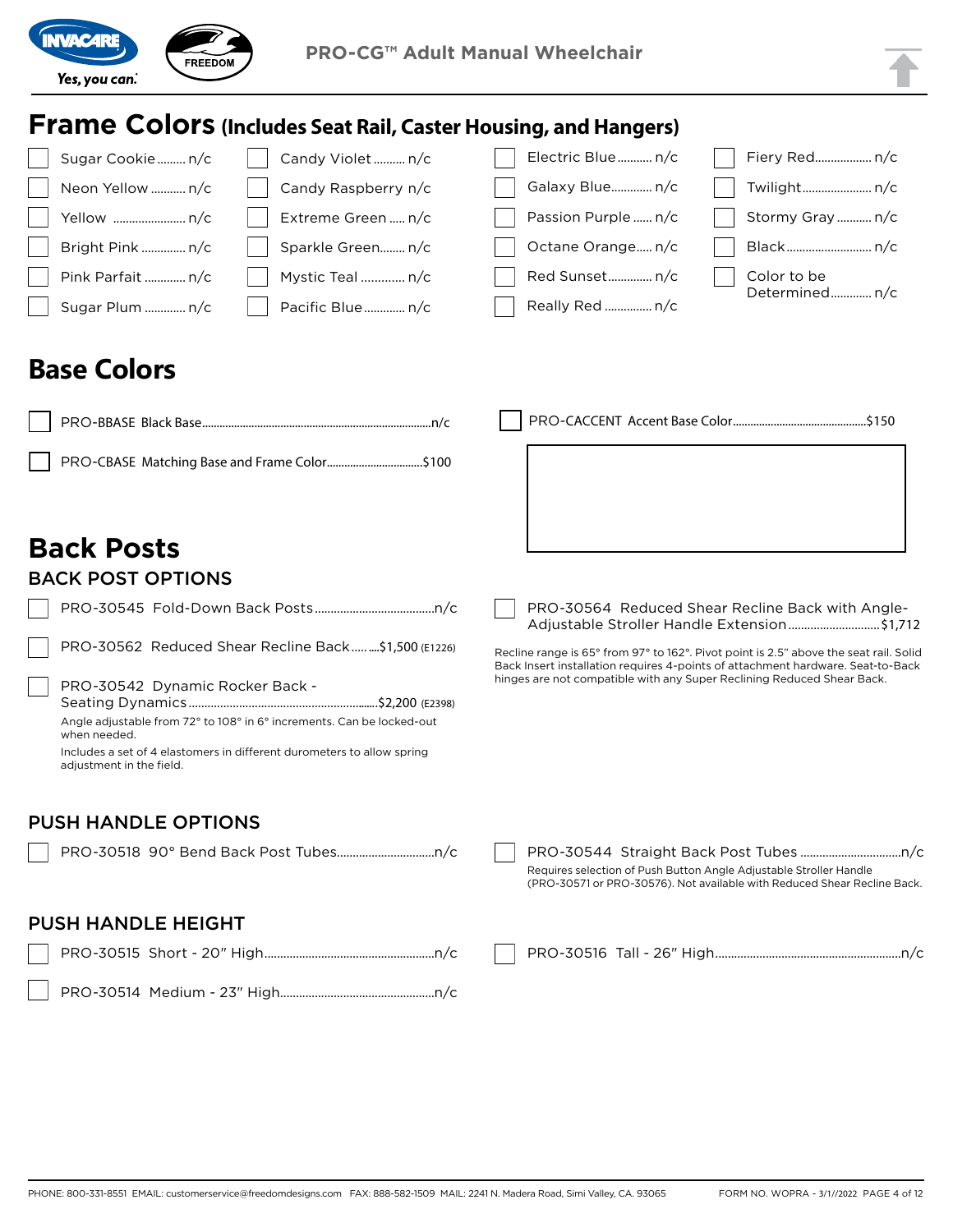# Frame Colors (Includes Seat Rail, Caster Housing, and Hangers)

- ☐ Sugar Cookie ......... n/c
- ☐ Neon Yellow ........... n/c
- ☐ Yellow ....................... n/c
- ☐ Bright Pink .............. n/c
- ☐ Pink Parfait ............. n/c
- ☐ Sugar Plum ............. n/c
- ☐ Candy Violet .......... n/c
- ☐ Candy Raspberry n/c
- ☐ Extreme Green ..... n/c
- ☐ Sparkle Green........ n/c
- ☐ Mystic Teal ............. n/c
- ☐ Pacific Blue ............. n/c
- ☐ Electric Blue ........... n/c
- ☐ Galaxy Blue............. n/c
- ☐ Passion Purple ...... n/c
- ☐ Octane Orange..... n/c
- ☐ Red Sunset.............. n/c
- ☐ Really Red ............... n/c
- ☐ Fiery Red.................. n/c
- ☐ Twilight...................... n/c
- ☐ Stormy Gray ........... n/c
- ☐ Black........................... n/c
- ☐ Color to be Determined............. n/c

# Base Colors

- ☐ PRO-BBASE Black Base.......................................n/c
- ☐ PRO-CBASE Matching Base and Frame Color................................$100
- ☐ PRO-CACCENT Accent Base Color............................................$150

# Back Posts

## BACK POST OPTIONS

- ☐ PRO-30545 Fold-Down Back Posts......................................n/c
- ☐ PRO-30562 Reduced Shear Recline Back...........$1,500 (E1226)
- ☐ PRO-30542 Dynamic Rocker Back - Seating Dynamics............................................$2,200 (E2398)

  Angle adjustable from 72° to 108° in 6° increments. Can be locked-out when needed.

  Includes a set of 4 elastomers in different durometers to allow spring adjustment in the field.
- ☐ PRO-30564 Reduced Shear Recline Back with Angle-Adjustable Stroller Handle Extension.............................$1,712

Recline range is 65° from 97° to 162°. Pivot point is 2.5" above the seat rail. Solid Back Insert installation requires 4-points of attachment hardware. Seat-to-Back hinges are not compatible with any Super Reclining Reduced Shear Back.

## PUSH HANDLE OPTIONS

- ☐ PRO-30518 90° Bend Back Post Tubes...............................n/c
- ☐ PRO-30544 Straight Back Post Tubes ................................n/c

  Requires selection of Push Button Angle Adjustable Stroller Handle (PRO-30571 or PRO-30576). Not available with Reduced Shear Recline Back.

## PUSH HANDLE HEIGHT

- ☐ PRO-30515 Short - 20" High......................................................n/c
- ☐ PRO-30514 Medium - 23" High................................................n/c
- ☐ PRO-30516 Tall - 26" High..........................................................n/c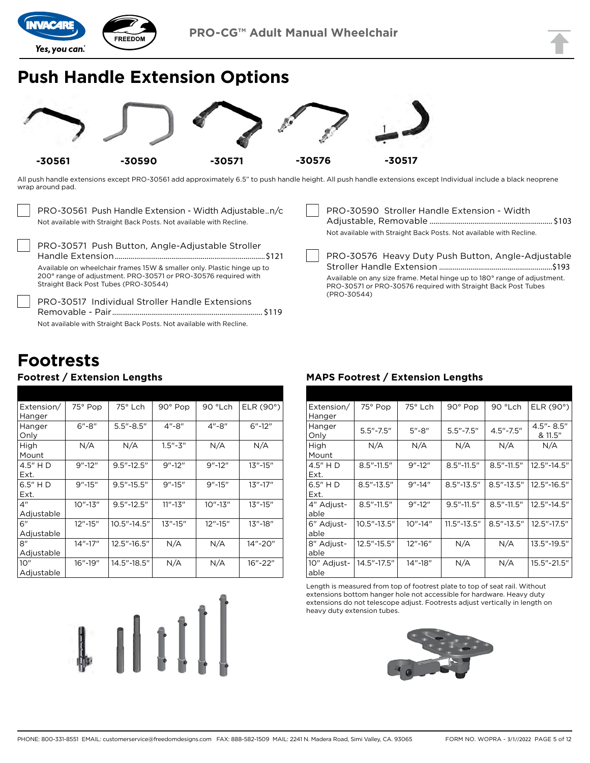# Push Handle Extension Options

-30561 -30590 -30571 -30576 -30517

All push handle extensions except PRO-30561 add approximately 6.5" to push handle height. All push handle extensions except Individual include a black neoprene wrap around pad.

- PRO-30561 Push Handle Extension - Width Adjustable..n/c
  Not available with Straight Back Posts. Not available with Recline.
- PRO-30571 Push Button, Angle-Adjustable Stroller Handle Extension....$121
  Available on wheelchair frames 15W & smaller only. Plastic hinge up to 200° range of adjustment. PRO-30571 or PRO-30576 required with Straight Back Post Tubes (PRO-30544)
- PRO-30517 Individual Stroller Handle Extensions Removable - Pair....$119
  Not available with Straight Back Posts. Not available with Recline.
- PRO-30590 Stroller Handle Extension - Width Adjustable, Removable....$103
  Not available with Straight Back Posts. Not available with Recline.
- PRO-30576 Heavy Duty Push Button, Angle-Adjustable Stroller Handle Extension....$193
  Available on any size frame. Metal hinge up to 180° range of adjustment. PRO-30571 or PRO-30576 required with Straight Back Post Tubes (PRO-30544)

# Footrests

### Footrest / Extension Lengths

| Extension/ Hanger | 75° Pop | 75° Lch | 90° Pop | 90 °Lch | ELR (90°) |
|---|---|---|---|---|---|
| Hanger Only | 6"-8" | 5.5"-8.5" | 4"-8" | 4"-8" | 6"-12" |
| High Mount | N/A | N/A | 1.5"-3" | N/A | N/A |
| 4.5" H D Ext. | 9"-12" | 9.5"-12.5" | 9"-12" | 9"-12" | 13"-15" |
| 6.5" H D Ext. | 9"-15" | 9.5"-15.5" | 9"-15" | 9"-15" | 13"-17" |
| 4" Adjustable | 10"-13" | 9.5"-12.5" | 11"-13" | 10"-13" | 13"-15" |
| 6" Adjustable | 12"-15" | 10.5"-14.5" | 13"-15" | 12"-15" | 13"-18" |
| 8" Adjustable | 14"-17" | 12.5"-16.5" | N/A | N/A | 14"-20" |
| 10" Adjustable | 16"-19" | 14.5"-18.5" | N/A | N/A | 16"-22" |

### MAPS Footrest / Extension Lengths

| Extension/ Hanger | 75° Pop | 75° Lch | 90° Pop | 90 °Lch | ELR (90°) |
|---|---|---|---|---|---|
| Hanger Only | 5.5"-7.5" | 5"-8" | 5.5"-7.5" | 4.5"-7.5" | 4.5"- 8.5" & 11.5" |
| High Mount | N/A | N/A | N/A | N/A | N/A |
| 4.5" H D Ext. | 8.5"-11.5" | 9"-12" | 8.5"-11.5" | 8.5"-11.5" | 12.5"-14.5" |
| 6.5" H D Ext. | 8.5"-13.5" | 9"-14" | 8.5"-13.5" | 8.5"-13.5" | 12.5"-16.5" |
| 4" Adjustable | 8.5"-11.5" | 9"-12" | 9.5"-11.5" | 8.5"-11.5" | 12.5"-14.5" |
| 6" Adjustable | 10.5"-13.5" | 10"-14" | 11.5"-13.5" | 8.5"-13.5" | 12.5"-17.5" |
| 8" Adjustable | 12.5"-15.5" | 12"-16" | N/A | N/A | 13.5"-19.5" |
| 10" Adjustable | 14.5"-17.5" | 14"-18" | N/A | N/A | 15.5"-21.5" |

Length is measured from top of footrest plate to top of seat rail. Without extensions bottom hanger hole not accessible for hardware. Heavy duty extensions do not telescope adjust. Footrests adjust vertically in length on heavy duty extension tubes.

PHONE: 800-331-8551 EMAIL: customerservice@freedomdesigns.com FAX: 888-582-1509 MAIL: 2241 N. Madera Road, Simi Valley, CA. 93065 FORM NO. WOPRA - 3/1//2022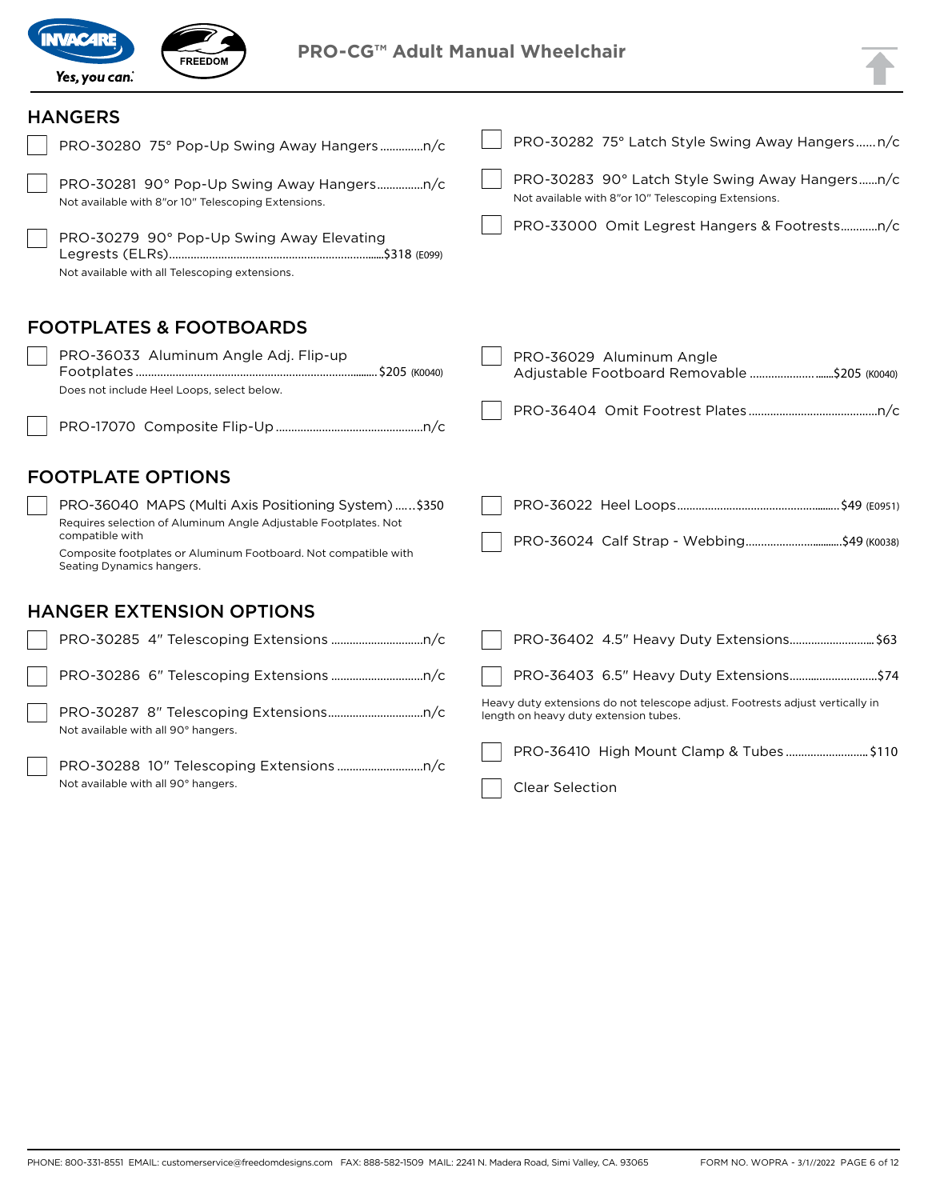# PRO-CG™ Adult Manual Wheelchair

## HANGERS

- ☐ PRO-30280 75° Pop-Up Swing Away Hangers..............n/c
- ☐ PRO-30281 90° Pop-Up Swing Away Hangers...............n/c
  Not available with 8"or 10" Telescoping Extensions.
- ☐ PRO-30279 90° Pop-Up Swing Away Elevating Legrests (ELRs).....................$318 (E099)
  Not available with all Telescoping extensions.
- ☐ PRO-30282 75° Latch Style Swing Away Hangers......n/c
- ☐ PRO-30283 90° Latch Style Swing Away Hangers......n/c
  Not available with 8"or 10" Telescoping Extensions.
- ☐ PRO-33000 Omit Legrest Hangers & Footrests............n/c

## FOOTPLATES & FOOTBOARDS

- ☐ PRO-36033 Aluminum Angle Adj. Flip-up Footplates.......................$205 (K0040)
  Does not include Heel Loops, select below.
- ☐ PRO-17070 Composite Flip-Up.......................n/c
- ☐ PRO-36029 Aluminum Angle Adjustable Footboard Removable.......................$205 (K0040)
- ☐ PRO-36404 Omit Footrest Plates.......................n/c

## FOOTPLATE OPTIONS

- ☐ PRO-36040 MAPS (Multi Axis Positioning System)......$350
  Requires selection of Aluminum Angle Adjustable Footplates. Not compatible with
  Composite footplates or Aluminum Footboard. Not compatible with Seating Dynamics hangers.
- ☐ PRO-36022 Heel Loops.......................$49 (E0951)
- ☐ PRO-36024 Calf Strap - Webbing.......................$49 (K0038)

## HANGER EXTENSION OPTIONS

- ☐ PRO-30285 4" Telescoping Extensions.......................n/c
- ☐ PRO-30286 6" Telescoping Extensions.......................n/c
- ☐ PRO-30287 8" Telescoping Extensions.......................n/c
  Not available with all 90° hangers.
- ☐ PRO-30288 10" Telescoping Extensions.......................n/c
  Not available with all 90° hangers.
- ☐ PRO-36402 4.5" Heavy Duty Extensions.......................$63
- ☐ PRO-36403 6.5" Heavy Duty Extensions.......................$74

Heavy duty extensions do not telescope adjust. Footrests adjust vertically in length on heavy duty extension tubes.

- ☐ PRO-36410 High Mount Clamp & Tubes.......................$110
- ☐ Clear Selection

PHONE: 800-331-8551 EMAIL: customerservice@freedomdesigns.com FAX: 888-582-1509 MAIL: 2241 N. Madera Road, Simi Valley, CA. 93065 FORM NO. WOPRA - 3/1//2022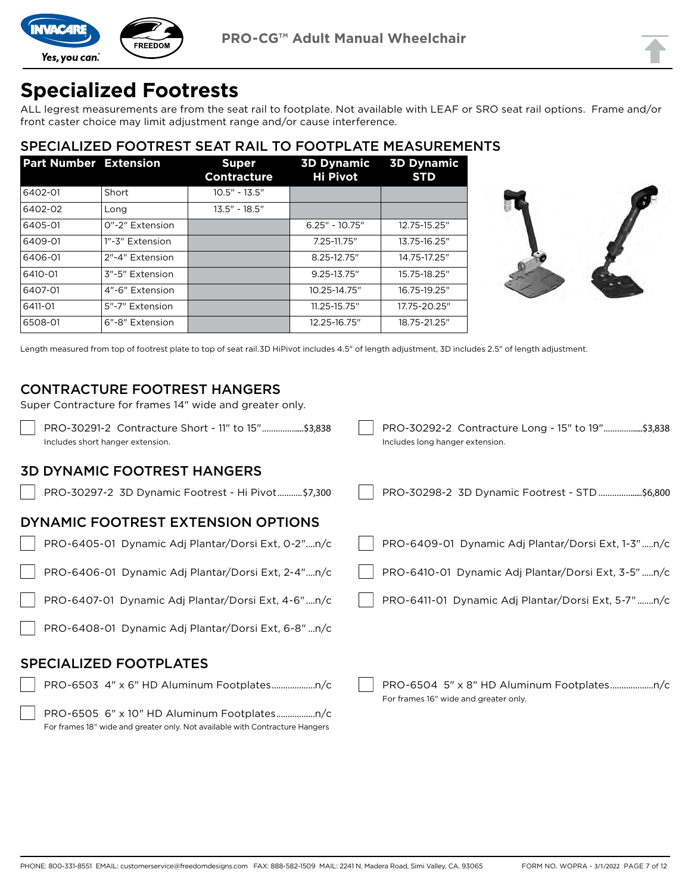# Specialized Footrests

ALL legrest measurements are from the seat rail to footplate. Not available with LEAF or SRO seat rail options. Frame and/or front caster choice may limit adjustment range and/or cause interference.

## SPECIALIZED FOOTREST SEAT RAIL TO FOOTPLATE MEASUREMENTS

| Part Number | Extension | Super Contracture | 3D Dynamic Hi Pivot | 3D Dynamic STD |
|---|---|---|---|---|
| 6402-01 | Short | 10.5" - 13.5" | | |
| 6402-02 | Long | 13.5" - 18.5" | | |
| 6405-01 | 0"-2" Extension | | 6.25" - 10.75" | 12.75-15.25" |
| 6409-01 | 1"-3" Extension | | 7.25-11.75" | 13.75-16.25" |
| 6406-01 | 2"-4" Extension | | 8.25-12.75" | 14.75-17.25" |
| 6410-01 | 3"-5" Extension | | 9.25-13.75" | 15.75-18.25" |
| 6407-01 | 4"-6" Extension | | 10.25-14.75" | 16.75-19.25" |
| 6411-01 | 5"-7" Extension | | 11.25-15.75" | 17.75-20.25" |
| 6508-01 | 6"-8" Extension | | 12.25-16.75" | 18.75-21.25" |

Length measured from top of footrest plate to top of seat rail.3D HiPivot includes 4.5" of length adjustment, 3D includes 2.5" of length adjustment.

## CONTRACTURE FOOTREST HANGERS

Super Contracture for frames 14" wide and greater only.

- ☐ PRO-30291-2 Contracture Short - 11" to 15"....................$3,838
  Includes short hanger extension.
- ☐ PRO-30292-2 Contracture Long - 15" to 19"..................$3,838
  Includes long hanger extension.

## 3D DYNAMIC FOOTREST HANGERS

- ☐ PRO-30297-2 3D Dynamic Footrest - Hi Pivot...........$7,300
- ☐ PRO-30298-2 3D Dynamic Footrest - STD ....................$6,800

## DYNAMIC FOOTREST EXTENSION OPTIONS

- ☐ PRO-6405-01 Dynamic Adj Plantar/Dorsi Ext, 0-2"....n/c
- ☐ PRO-6409-01 Dynamic Adj Plantar/Dorsi Ext, 1-3".....n/c
- ☐ PRO-6406-01 Dynamic Adj Plantar/Dorsi Ext, 2-4"....n/c
- ☐ PRO-6410-01 Dynamic Adj Plantar/Dorsi Ext, 3-5".....n/c
- ☐ PRO-6407-01 Dynamic Adj Plantar/Dorsi Ext, 4-6"....n/c
- ☐ PRO-6411-01 Dynamic Adj Plantar/Dorsi Ext, 5-7".......n/c
- ☐ PRO-6408-01 Dynamic Adj Plantar/Dorsi Ext, 6-8" ...n/c

## SPECIALIZED FOOTPLATES

- ☐ PRO-6503 4" x 6" HD Aluminum Footplates...................n/c
- ☐ PRO-6504 5" x 8" HD Aluminum Footplates...................n/c
  For frames 16" wide and greater only.
- ☐ PRO-6505 6" x 10" HD Aluminum Footplates.................n/c
  For frames 18" wide and greater only. Not available with Contracture Hangers

PHONE: 800-331-8551 EMAIL: customerservice@freedomdesigns.com FAX: 888-582-1509 MAIL: 2241 N. Madera Road, Simi Valley, CA. 93065 FORM NO. WOPRA - 3/1/2022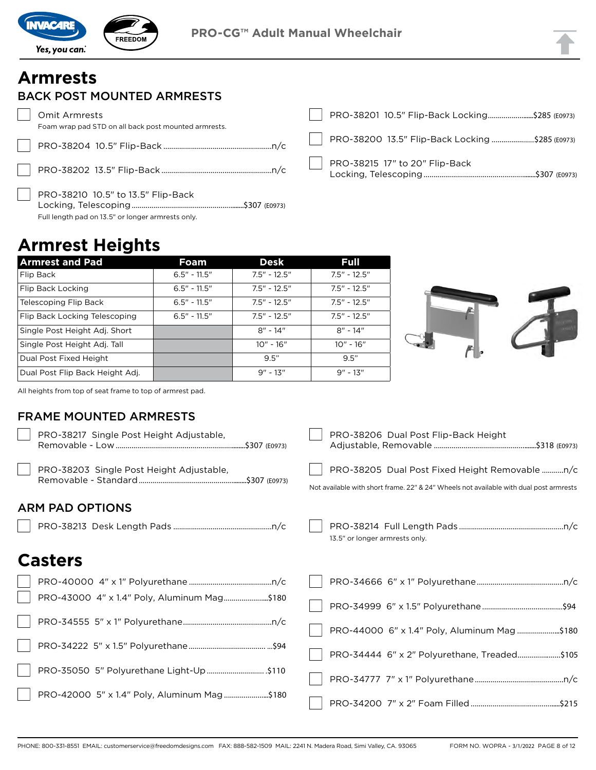# Armrests

## BACK POST MOUNTED ARMRESTS

- ☐ Omit Armrests
  Foam wrap pad STD on all back post mounted armrests.
- ☐ PRO-38204 10.5" Flip-Back ....n/c
- ☐ PRO-38202 13.5" Flip-Back ....n/c
- ☐ PRO-38210 10.5" to 13.5" Flip-Back Locking, Telescoping ....$307 (E0973)
  Full length pad on 13.5" or longer armrests only.
- ☐ PRO-38201 10.5" Flip-Back Locking....$285 (E0973)
- ☐ PRO-38200 13.5" Flip-Back Locking ....$285 (E0973)
- ☐ PRO-38215 17" to 20" Flip-Back Locking, Telescoping ....$307 (E0973)

# Armrest Heights

| Armrest and Pad | Foam | Desk | Full |
|---|---|---|---|
| Flip Back | 6.5" - 11.5" | 7.5" - 12.5" | 7.5" - 12.5" |
| Flip Back Locking | 6.5" - 11.5" | 7.5" - 12.5" | 7.5" - 12.5" |
| Telescoping Flip Back | 6.5" - 11.5" | 7.5" - 12.5" | 7.5" - 12.5" |
| Flip Back Locking Telescoping | 6.5" - 11.5" | 7.5" - 12.5" | 7.5" - 12.5" |
| Single Post Height Adj. Short | | 8" - 14" | 8" - 14" |
| Single Post Height Adj. Tall | | 10" - 16" | 10" - 16" |
| Dual Post Fixed Height | | 9.5" | 9.5" |
| Dual Post Flip Back Height Adj. | | 9" - 13" | 9" - 13" |

All heights from top of seat frame to top of armrest pad.

## FRAME MOUNTED ARMRESTS

- ☐ PRO-38217 Single Post Height Adjustable, Removable - Low ....$307 (E0973)
- ☐ PRO-38203 Single Post Height Adjustable, Removable - Standard ....$307 (E0973)
- ☐ PRO-38206 Dual Post Flip-Back Height Adjustable, Removable ....$318 (E0973)
- ☐ PRO-38205 Dual Post Fixed Height Removable ....n/c

Not available with short frame. 22" & 24" Wheels not available with dual post armrests

## ARM PAD OPTIONS

- ☐ PRO-38213 Desk Length Pads ....n/c
- ☐ PRO-38214 Full Length Pads ....n/c
  13.5" or longer armrests only.

# Casters

- ☐ PRO-40000 4" x 1" Polyurethane ....n/c
- ☐ PRO-43000 4" x 1.4" Poly, Aluminum Mag....$180
- ☐ PRO-34555 5" x 1" Polyurethane....n/c
- ☐ PRO-34222 5" x 1.5" Polyurethane ....$94
- ☐ PRO-35050 5" Polyurethane Light-Up ....$110
- ☐ PRO-42000 5" x 1.4" Poly, Aluminum Mag....$180
- ☐ PRO-34666 6" x 1" Polyurethane....n/c
- ☐ PRO-34999 6" x 1.5" Polyurethane....$94
- ☐ PRO-44000 6" x 1.4" Poly, Aluminum Mag ....$180
- ☐ PRO-34444 6" x 2" Polyurethane, Treaded....$105
- ☐ PRO-34777 7" x 1" Polyurethane....n/c
- ☐ PRO-34200 7" x 2" Foam Filled....$215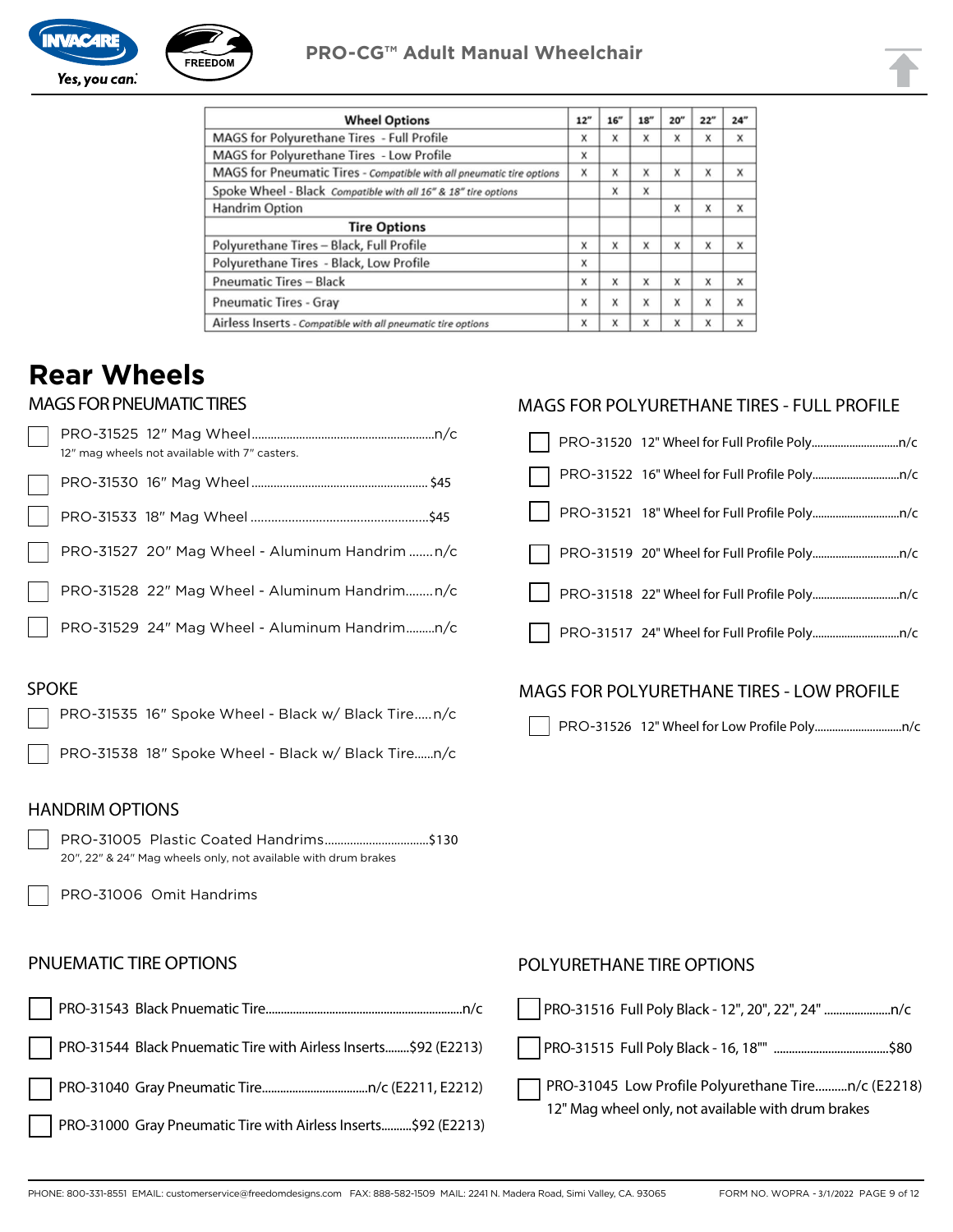| Wheel Options | 12" | 16" | 18" | 20" | 22" | 24" |
|---|---|---|---|---|---|---|
| MAGS for Polyurethane Tires - Full Profile | x | x | x | x | x | x |
| MAGS for Polyurethane Tires - Low Profile | x | | | | | |
| MAGS for Pneumatic Tires - *Compatible with all pneumatic tire options* | x | x | x | x | x | x |
| Spoke Wheel - Black *Compatible with all 16" & 18" tire options* | | x | x | | | |
| Handrim Option | | | | x | x | x |
| **Tire Options** | | | | | | |
| Polyurethane Tires – Black, Full Profile | x | x | x | x | x | x |
| Polyurethane Tires - Black, Low Profile | x | | | | | |
| Pneumatic Tires – Black | x | x | x | x | x | x |
| Pneumatic Tires - Gray | x | x | x | x | x | x |
| Airless Inserts - *Compatible with all pneumatic tire options* | x | x | x | x | x | x |

# Rear Wheels

## MAGS FOR PNEUMATIC TIRES

- ☐ PRO-31525 12" Mag Wheel........n/c
  12" mag wheels not available with 7" casters.
- ☐ PRO-31530 16" Mag Wheel........$45
- ☐ PRO-31533 18" Mag Wheel........$45
- ☐ PRO-31527 20" Mag Wheel - Aluminum Handrim........n/c
- ☐ PRO-31528 22" Mag Wheel - Aluminum Handrim........n/c
- ☐ PRO-31529 24" Mag Wheel - Aluminum Handrim........n/c

## SPOKE

- ☐ PRO-31535 16" Spoke Wheel - Black w/ Black Tire.....n/c
- ☐ PRO-31538 18" Spoke Wheel - Black w/ Black Tire......n/c

## HANDRIM OPTIONS

- ☐ PRO-31005 Plastic Coated Handrims........$130
  20", 22" & 24" Mag wheels only, not available with drum brakes
- ☐ PRO-31006 Omit Handrims

## PNUEMATIC TIRE OPTIONS

- ☐ PRO-31543 Black Pnuematic Tire........n/c
- ☐ PRO-31544 Black Pnuematic Tire with Airless Inserts........$92 (E2213)
- ☐ PRO-31040 Gray Pneumatic Tire........n/c (E2211, E2212)
- ☐ PRO-31000 Gray Pneumatic Tire with Airless Inserts........$92 (E2213)

## MAGS FOR POLYURETHANE TIRES - FULL PROFILE

- ☐ PRO-31520 12" Wheel for Full Profile Poly........n/c
- ☐ PRO-31522 16" Wheel for Full Profile Poly........n/c
- ☐ PRO-31521 18" Wheel for Full Profile Poly........n/c
- ☐ PRO-31519 20" Wheel for Full Profile Poly........n/c
- ☐ PRO-31518 22" Wheel for Full Profile Poly........n/c
- ☐ PRO-31517 24" Wheel for Full Profile Poly........n/c

## MAGS FOR POLYURETHANE TIRES - LOW PROFILE

- ☐ PRO-31526 12" Wheel for Low Profile Poly........n/c

## POLYURETHANE TIRE OPTIONS

- ☐ PRO-31516 Full Poly Black - 12", 20", 22", 24" ........n/c
- ☐ PRO-31515 Full Poly Black - 16, 18"" ........$80
- ☐ PRO-31045 Low Profile Polyurethane Tire........n/c (E2218)
  12" Mag wheel only, not available with drum brakes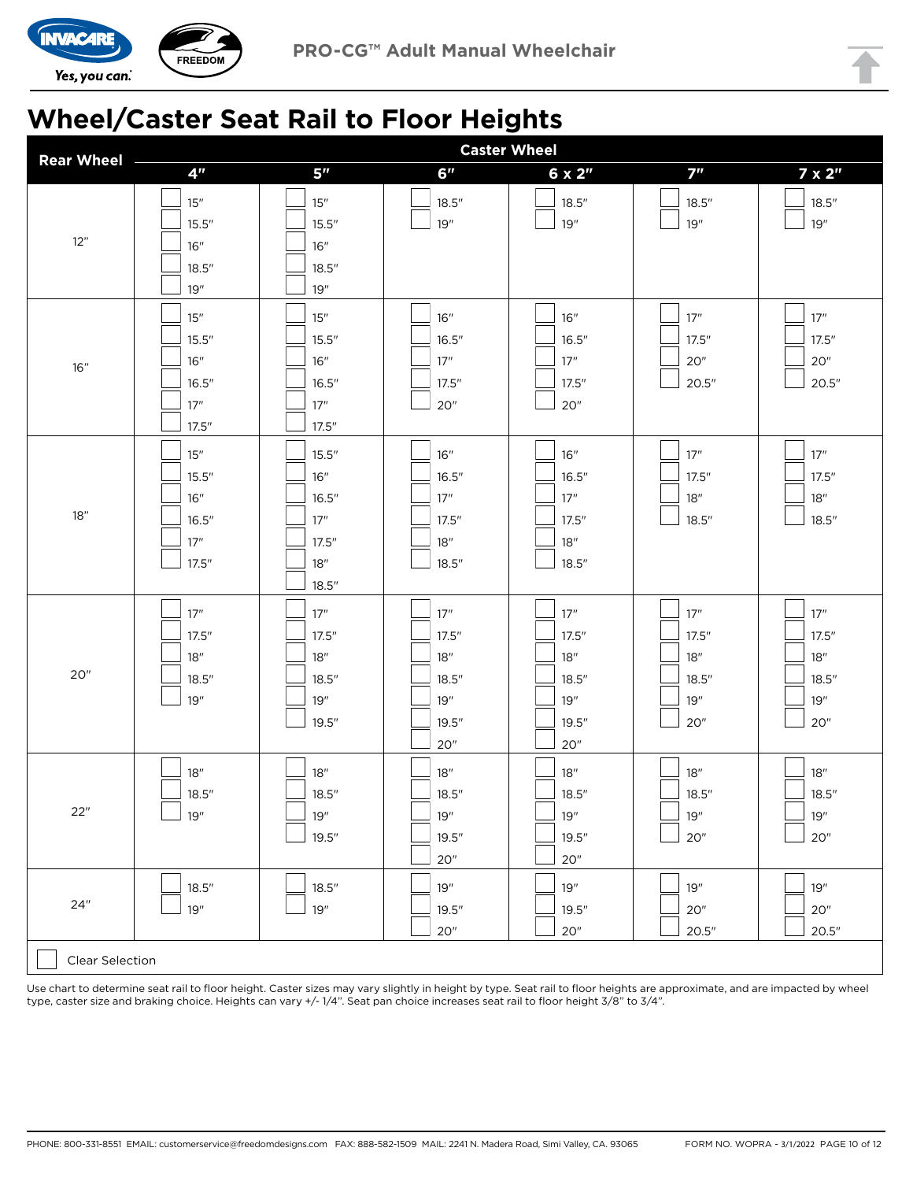# Wheel/Caster Seat Rail to Floor Heights

| Rear Wheel | Caster Wheel 4" | 5" | 6" | 6 x 2" | 7" | 7 x 2" |
|---|---|---|---|---|---|---|
| 12" | ☐ 15"<br>☐ 15.5"<br>☐ 16"<br>☐ 18.5"<br>☐ 19" | ☐ 15"<br>☐ 15.5"<br>☐ 16"<br>☐ 18.5"<br>☐ 19" | ☐ 18.5"<br>☐ 19" | ☐ 18.5"<br>☐ 19" | ☐ 18.5"<br>☐ 19" | ☐ 18.5"<br>☐ 19" |
| 16" | ☐ 15"<br>☐ 15.5"<br>☐ 16"<br>☐ 16.5"<br>☐ 17"<br>☐ 17.5" | ☐ 15"<br>☐ 15.5"<br>☐ 16"<br>☐ 16.5"<br>☐ 17"<br>☐ 17.5" | ☐ 16"<br>☐ 16.5"<br>☐ 17"<br>☐ 17.5"<br>☐ 20" | ☐ 16"<br>☐ 16.5"<br>☐ 17"<br>☐ 17.5"<br>☐ 20" | ☐ 17"<br>☐ 17.5"<br>☐ 20"<br>☐ 20.5" | ☐ 17"<br>☐ 17.5"<br>☐ 20"<br>☐ 20.5" |
| 18" | ☐ 15"<br>☐ 15.5"<br>☐ 16"<br>☐ 16.5"<br>☐ 17"<br>☐ 17.5" | ☐ 15.5"<br>☐ 16"<br>☐ 16.5"<br>☐ 17"<br>☐ 17.5"<br>☐ 18"<br>☐ 18.5" | ☐ 16"<br>☐ 16.5"<br>☐ 17"<br>☐ 17.5"<br>☐ 18"<br>☐ 18.5" | ☐ 16"<br>☐ 16.5"<br>☐ 17"<br>☐ 17.5"<br>☐ 18"<br>☐ 18.5" | ☐ 17"<br>☐ 17.5"<br>☐ 18"<br>☐ 18.5" | ☐ 17"<br>☐ 17.5"<br>☐ 18"<br>☐ 18.5" |
| 20" | ☐ 17"<br>☐ 17.5"<br>☐ 18"<br>☐ 18.5"<br>☐ 19" | ☐ 17"<br>☐ 17.5"<br>☐ 18"<br>☐ 18.5"<br>☐ 19"<br>☐ 19.5" | ☐ 17"<br>☐ 17.5"<br>☐ 18"<br>☐ 18.5"<br>☐ 19"<br>☐ 19.5"<br>☐ 20" | ☐ 17"<br>☐ 17.5"<br>☐ 18"<br>☐ 18.5"<br>☐ 19"<br>☐ 19.5"<br>☐ 20" | ☐ 17"<br>☐ 17.5"<br>☐ 18"<br>☐ 18.5"<br>☐ 19"<br>☐ 20" | ☐ 17"<br>☐ 17.5"<br>☐ 18"<br>☐ 18.5"<br>☐ 19"<br>☐ 20" |
| 22" | ☐ 18"<br>☐ 18.5"<br>☐ 19" | ☐ 18"<br>☐ 18.5"<br>☐ 19"<br>☐ 19.5" | ☐ 18"<br>☐ 18.5"<br>☐ 19"<br>☐ 19.5"<br>☐ 20" | ☐ 18"<br>☐ 18.5"<br>☐ 19"<br>☐ 19.5"<br>☐ 20" | ☐ 18"<br>☐ 18.5"<br>☐ 19"<br>☐ 20" | ☐ 18"<br>☐ 18.5"<br>☐ 19"<br>☐ 20" |
| 24" | ☐ 18.5"<br>☐ 19" | ☐ 18.5"<br>☐ 19" | ☐ 19"<br>☐ 19.5"<br>☐ 20" | ☐ 19"<br>☐ 19.5"<br>☐ 20" | ☐ 19"<br>☐ 20"<br>☐ 20.5" | ☐ 19"<br>☐ 20"<br>☐ 20.5" |

☐ Clear Selection

Use chart to determine seat rail to floor height. Caster sizes may vary slightly in height by type. Seat rail to floor heights are approximate, and are impacted by wheel type, caster size and braking choice. Heights can vary +/- 1/4". Seat pan choice increases seat rail to floor height 3/8" to 3/4".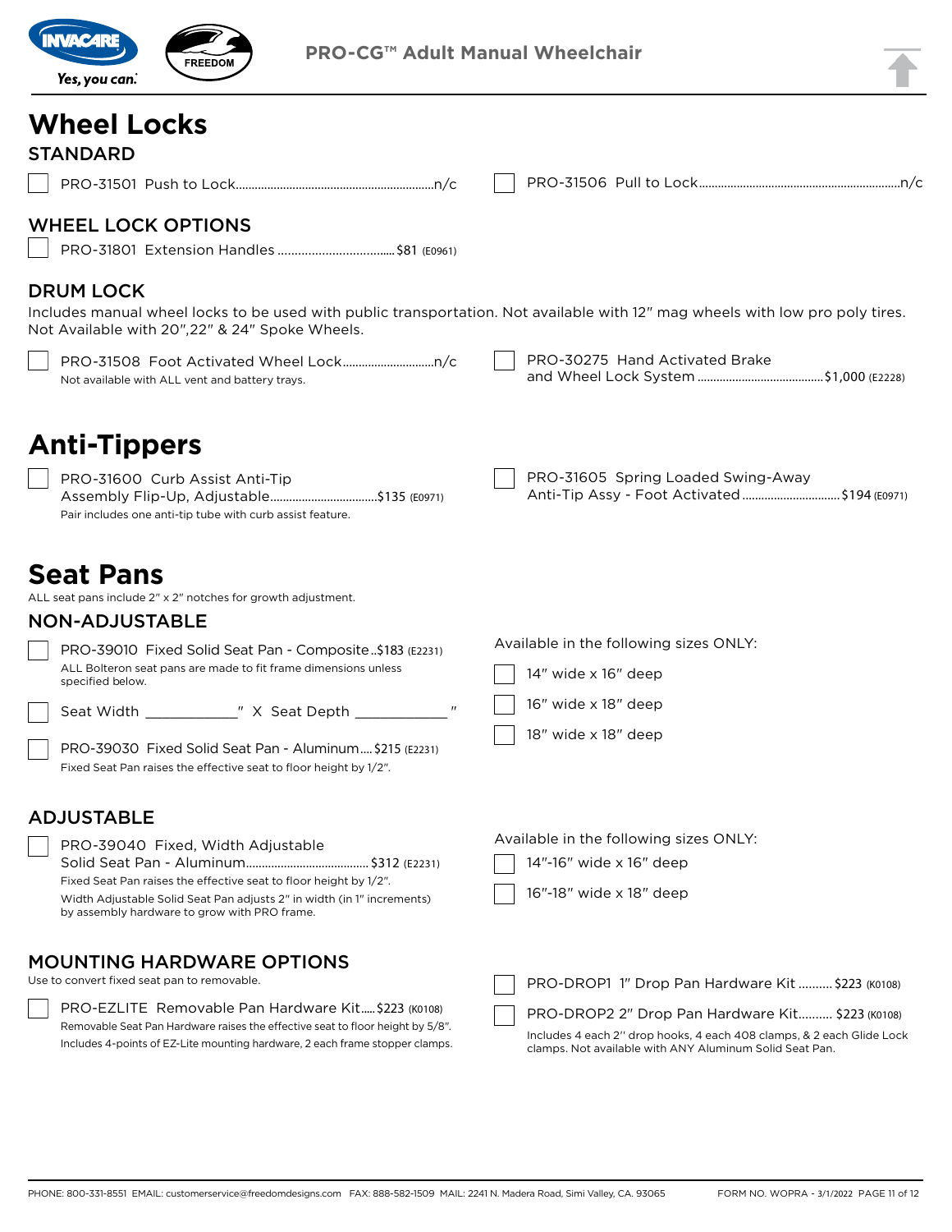# Wheel Locks

## STANDARD

- [ ] PRO-31501 Push to Lock....n/c
- [ ] PRO-31506 Pull to Lock....n/c

## WHEEL LOCK OPTIONS

- [ ] PRO-31801 Extension Handles .... $81 (E0961)

## DRUM LOCK

Includes manual wheel locks to be used with public transportation. Not available with 12" mag wheels with low pro poly tires. Not Available with 20",22" & 24" Spoke Wheels.

- [ ] PRO-31508 Foot Activated Wheel Lock....n/c
  Not available with ALL vent and battery trays.
- [ ] PRO-30275 Hand Activated Brake and Wheel Lock System .... $1,000 (E2228)

# Anti-Tippers

- [ ] PRO-31600 Curb Assist Anti-Tip Assembly Flip-Up, Adjustable....$135 (E0971)
  Pair includes one anti-tip tube with curb assist feature.
- [ ] PRO-31605 Spring Loaded Swing-Away Anti-Tip Assy - Foot Activated .... $194 (E0971)

# Seat Pans

ALL seat pans include 2" x 2" notches for growth adjustment.

## NON-ADJUSTABLE

- [ ] PRO-39010 Fixed Solid Seat Pan - Composite..$183 (E2231)
  ALL Bolteron seat pans are made to fit frame dimensions unless specified below.
- [ ] Seat Width ____________" X Seat Depth ____________ "
- [ ] PRO-39030 Fixed Solid Seat Pan - Aluminum.... $215 (E2231)
  Fixed Seat Pan raises the effective seat to floor height by 1/2".

Available in the following sizes ONLY:

- [ ] 14" wide x 16" deep
- [ ] 16" wide x 18" deep
- [ ] 18" wide x 18" deep

## ADJUSTABLE

- [ ] PRO-39040 Fixed, Width Adjustable Solid Seat Pan - Aluminum.... $312 (E2231)
  Fixed Seat Pan raises the effective seat to floor height by 1/2".
  Width Adjustable Solid Seat Pan adjusts 2" in width (in 1" increments) by assembly hardware to grow with PRO frame.

Available in the following sizes ONLY:

- [ ] 14"-16" wide x 16" deep
- [ ] 16"-18" wide x 18" deep

## MOUNTING HARDWARE OPTIONS

Use to convert fixed seat pan to removable.

- [ ] PRO-EZLITE Removable Pan Hardware Kit..... $223 (K0108)
  Removable Seat Pan Hardware raises the effective seat to floor height by 5/8".
  Includes 4-points of EZ-Lite mounting hardware, 2 each frame stopper clamps.
- [ ] PRO-DROP1 1" Drop Pan Hardware Kit .... $223 (K0108)
- [ ] PRO-DROP2 2" Drop Pan Hardware Kit.... $223 (K0108)
  Includes 4 each 2" drop hooks, 4 each 408 clamps, & 2 each Glide Lock clamps. Not available with ANY Aluminum Solid Seat Pan.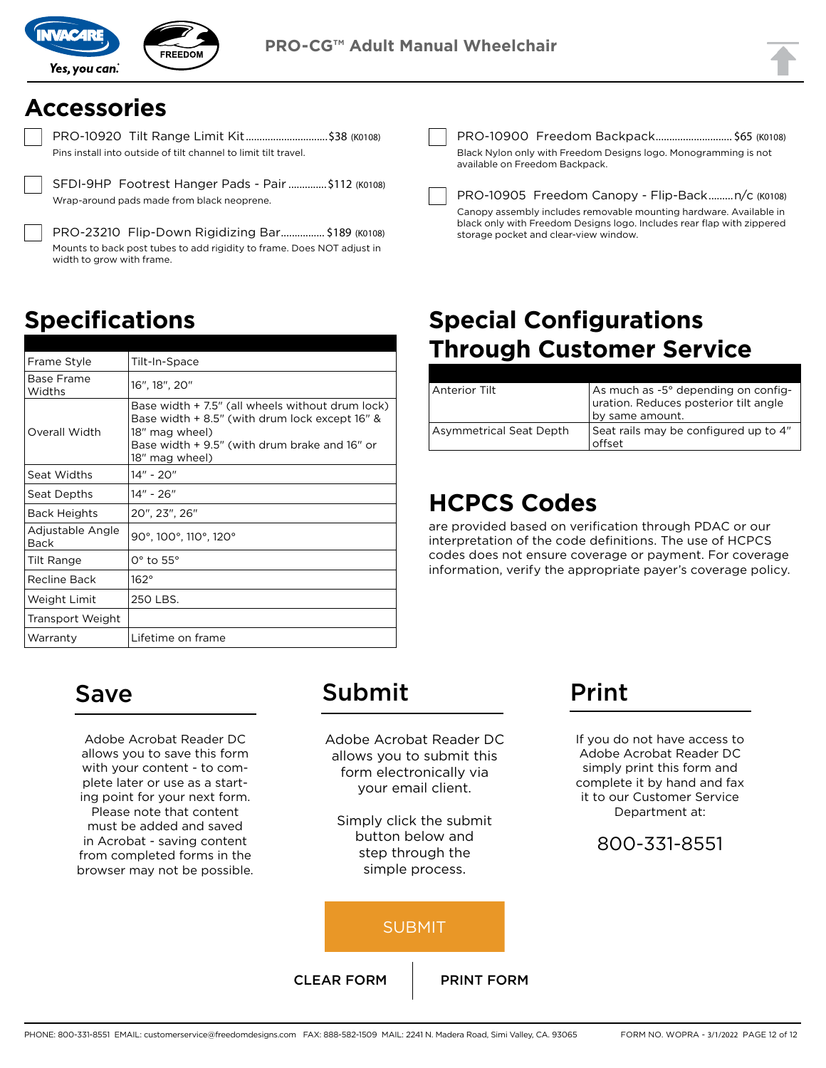# Accessories

- [ ] PRO-10920 Tilt Range Limit Kit............................$38 (K0108)
  Pins install into outside of tilt channel to limit tilt travel.
- [ ] SFDI-9HP Footrest Hanger Pads - Pair .............$112 (K0108)
  Wrap-around pads made from black neoprene.
- [ ] PRO-23210 Flip-Down Rigidizing Bar................ $189 (K0108)
  Mounts to back post tubes to add rigidity to frame. Does NOT adjust in width to grow with frame.
- [ ] PRO-10900 Freedom Backpack........................... $65 (K0108)
  Black Nylon only with Freedom Designs logo. Monogramming is not available on Freedom Backpack.
- [ ] PRO-10905 Freedom Canopy - Flip-Back.........n/c (K0108)
  Canopy assembly includes removable mounting hardware. Available in black only with Freedom Designs logo. Includes rear flap with zippered storage pocket and clear-view window.

# Specifications

| | |
|---|---|
| Frame Style | Tilt-In-Space |
| Base Frame Widths | 16", 18", 20" |
| Overall Width | Base width + 7.5" (all wheels without drum lock)<br>Base width + 8.5" (with drum lock except 16" & 18" mag wheel)<br>Base width + 9.5" (with drum brake and 16" or 18" mag wheel) |
| Seat Widths | 14" - 20" |
| Seat Depths | 14" - 26" |
| Back Heights | 20", 23", 26" |
| Adjustable Angle Back | 90°, 100°, 110°, 120° |
| Tilt Range | 0° to 55° |
| Recline Back | 162° |
| Weight Limit | 250 LBS. |
| Transport Weight | |
| Warranty | Lifetime on frame |

# Special Configurations Through Customer Service

| | |
|---|---|
| Anterior Tilt | As much as -5° depending on configuration. Reduces posterior tilt angle by same amount. |
| Asymmetrical Seat Depth | Seat rails may be configured up to 4" offset |

# HCPCS Codes

are provided based on verification through PDAC or our interpretation of the code definitions. The use of HCPCS codes does not ensure coverage or payment. For coverage information, verify the appropriate payer's coverage policy.

## Save

Adobe Acrobat Reader DC allows you to save this form with your content - to complete later or use as a starting point for your next form. Please note that content must be added and saved in Acrobat - saving content from completed forms in the browser may not be possible.

## Submit

Adobe Acrobat Reader DC allows you to submit this form electronically via your email client.

Simply click the submit button below and step through the simple process.

SUBMIT

CLEAR FORM | PRINT FORM

## Print

If you do not have access to Adobe Acrobat Reader DC simply print this form and complete it by hand and fax it to our Customer Service Department at:

800-331-8551

PHONE: 800-331-8551 EMAIL: customerservice@freedomdesigns.com FAX: 888-582-1509 MAIL: 2241 N. Madera Road, Simi Valley, CA. 93065 FORM NO. WOPRA - 3/1/2022